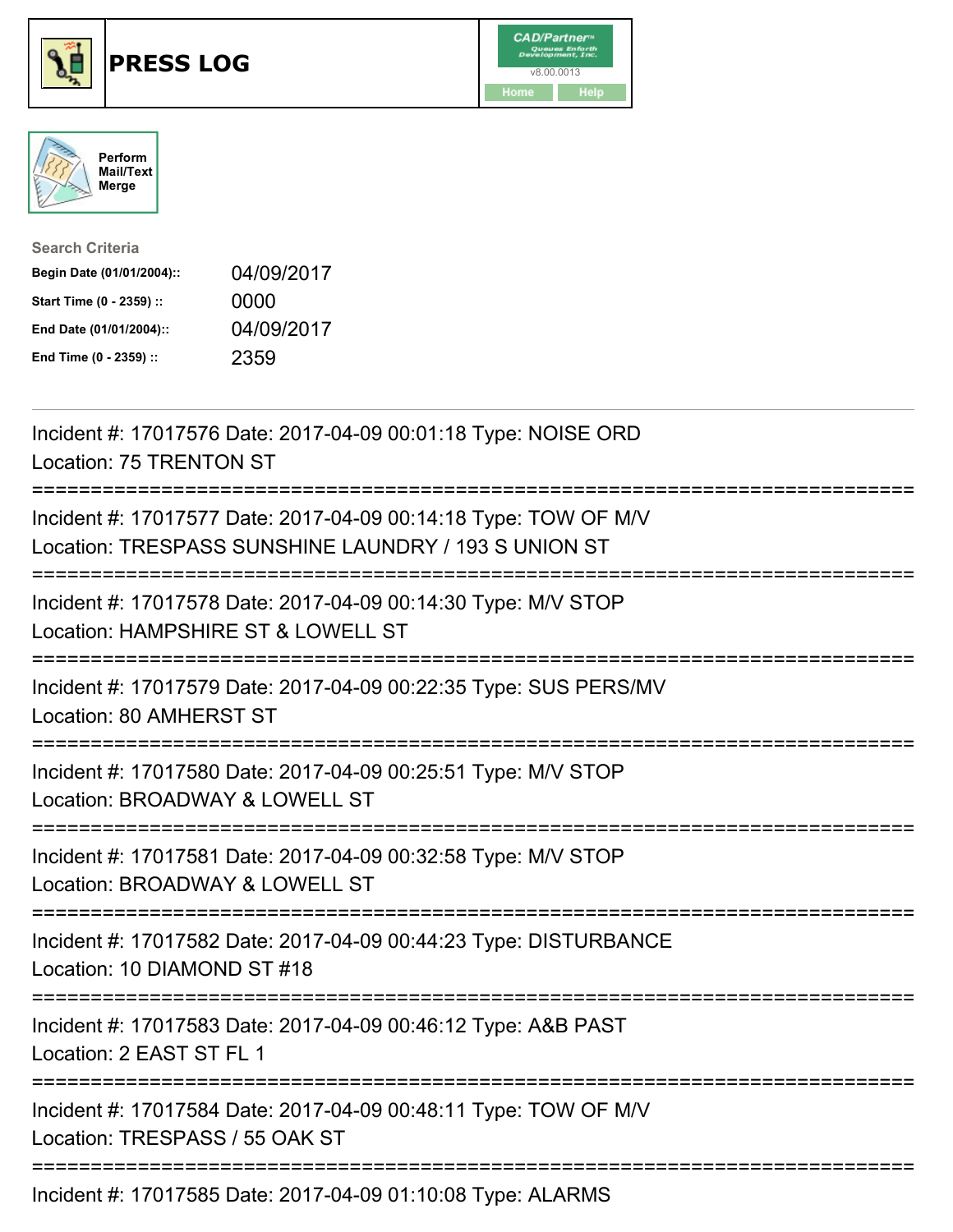# PRESS LOG

v8.00.0013

Home Help

Perform Mail/Text Merge

Search Criteria

| | |
|---|---|
| **Begin Date (01/01/2004)::** | 04/09/2017 |
| **Start Time (0 - 2359) ::** | 0000 |
| **End Date (01/01/2004)::** | 04/09/2017 |
| **End Time (0 - 2359) ::** | 2359 |

---

Incident #: 17017576 Date: 2017-04-09 00:01:18 Type: NOISE ORD
Location: 75 TRENTON ST

===========================================================================

Incident #: 17017577 Date: 2017-04-09 00:14:18 Type: TOW OF M/V
Location: TRESPASS SUNSHINE LAUNDRY / 193 S UNION ST

===========================================================================

Incident #: 17017578 Date: 2017-04-09 00:14:30 Type: M/V STOP
Location: HAMPSHIRE ST & LOWELL ST

===========================================================================

Incident #: 17017579 Date: 2017-04-09 00:22:35 Type: SUS PERS/MV
Location: 80 AMHERST ST

===========================================================================

Incident #: 17017580 Date: 2017-04-09 00:25:51 Type: M/V STOP
Location: BROADWAY & LOWELL ST

===========================================================================

Incident #: 17017581 Date: 2017-04-09 00:32:58 Type: M/V STOP
Location: BROADWAY & LOWELL ST

===========================================================================

Incident #: 17017582 Date: 2017-04-09 00:44:23 Type: DISTURBANCE
Location: 10 DIAMOND ST #18

===========================================================================

Incident #: 17017583 Date: 2017-04-09 00:46:12 Type: A&B PAST
Location: 2 EAST ST FL 1

===========================================================================

Incident #: 17017584 Date: 2017-04-09 00:48:11 Type: TOW OF M/V
Location: TRESPASS / 55 OAK ST

===========================================================================

Incident #: 17017585 Date: 2017-04-09 01:10:08 Type: ALARMS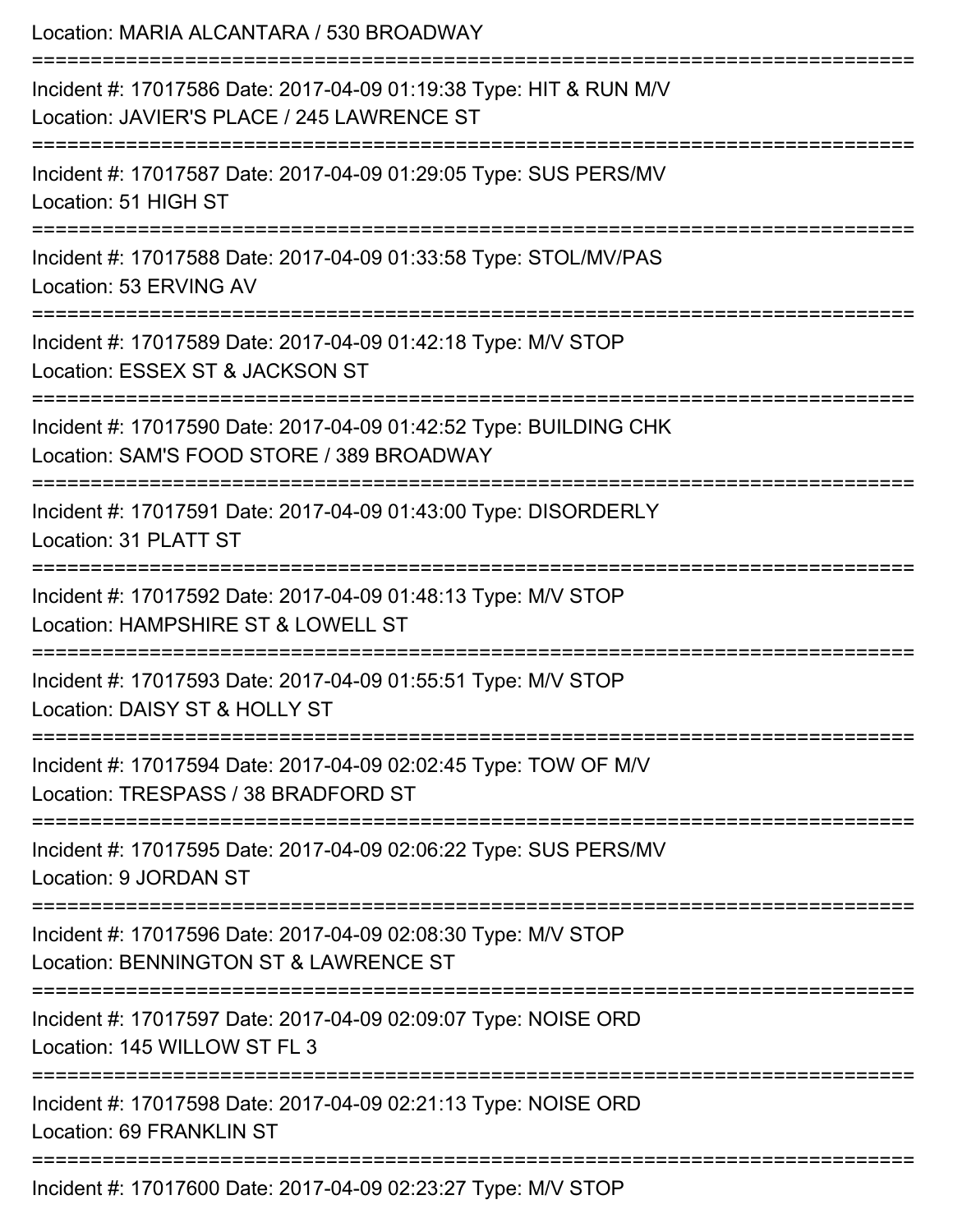Location: MARIA ALCANTARA / 530 BROADWAY

===========================================================================

Incident #: 17017586 Date: 2017-04-09 01:19:38 Type: HIT & RUN M/V

Location: JAVIER'S PLACE / 245 LAWRENCE ST

===========================================================================

Incident #: 17017587 Date: 2017-04-09 01:29:05 Type: SUS PERS/MV

Location: 51 HIGH ST

===========================================================================

Incident #: 17017588 Date: 2017-04-09 01:33:58 Type: STOL/MV/PAS

Location: 53 ERVING AV

===========================================================================

Incident #: 17017589 Date: 2017-04-09 01:42:18 Type: M/V STOP

Location: ESSEX ST & JACKSON ST

===========================================================================

Incident #: 17017590 Date: 2017-04-09 01:42:52 Type: BUILDING CHK

Location: SAM'S FOOD STORE / 389 BROADWAY

===========================================================================

Incident #: 17017591 Date: 2017-04-09 01:43:00 Type: DISORDERLY

Location: 31 PLATT ST

===========================================================================

Incident #: 17017592 Date: 2017-04-09 01:48:13 Type: M/V STOP

Location: HAMPSHIRE ST & LOWELL ST

===========================================================================

Incident #: 17017593 Date: 2017-04-09 01:55:51 Type: M/V STOP

Location: DAISY ST & HOLLY ST

===========================================================================

Incident #: 17017594 Date: 2017-04-09 02:02:45 Type: TOW OF M/V

Location: TRESPASS / 38 BRADFORD ST

===========================================================================

Incident #: 17017595 Date: 2017-04-09 02:06:22 Type: SUS PERS/MV

Location: 9 JORDAN ST

===========================================================================

Incident #: 17017596 Date: 2017-04-09 02:08:30 Type: M/V STOP

Location: BENNINGTON ST & LAWRENCE ST

===========================================================================

Incident #: 17017597 Date: 2017-04-09 02:09:07 Type: NOISE ORD

Location: 145 WILLOW ST FL 3

===========================================================================

Incident #: 17017598 Date: 2017-04-09 02:21:13 Type: NOISE ORD

Location: 69 FRANKLIN ST

===========================================================================

Incident #: 17017600 Date: 2017-04-09 02:23:27 Type: M/V STOP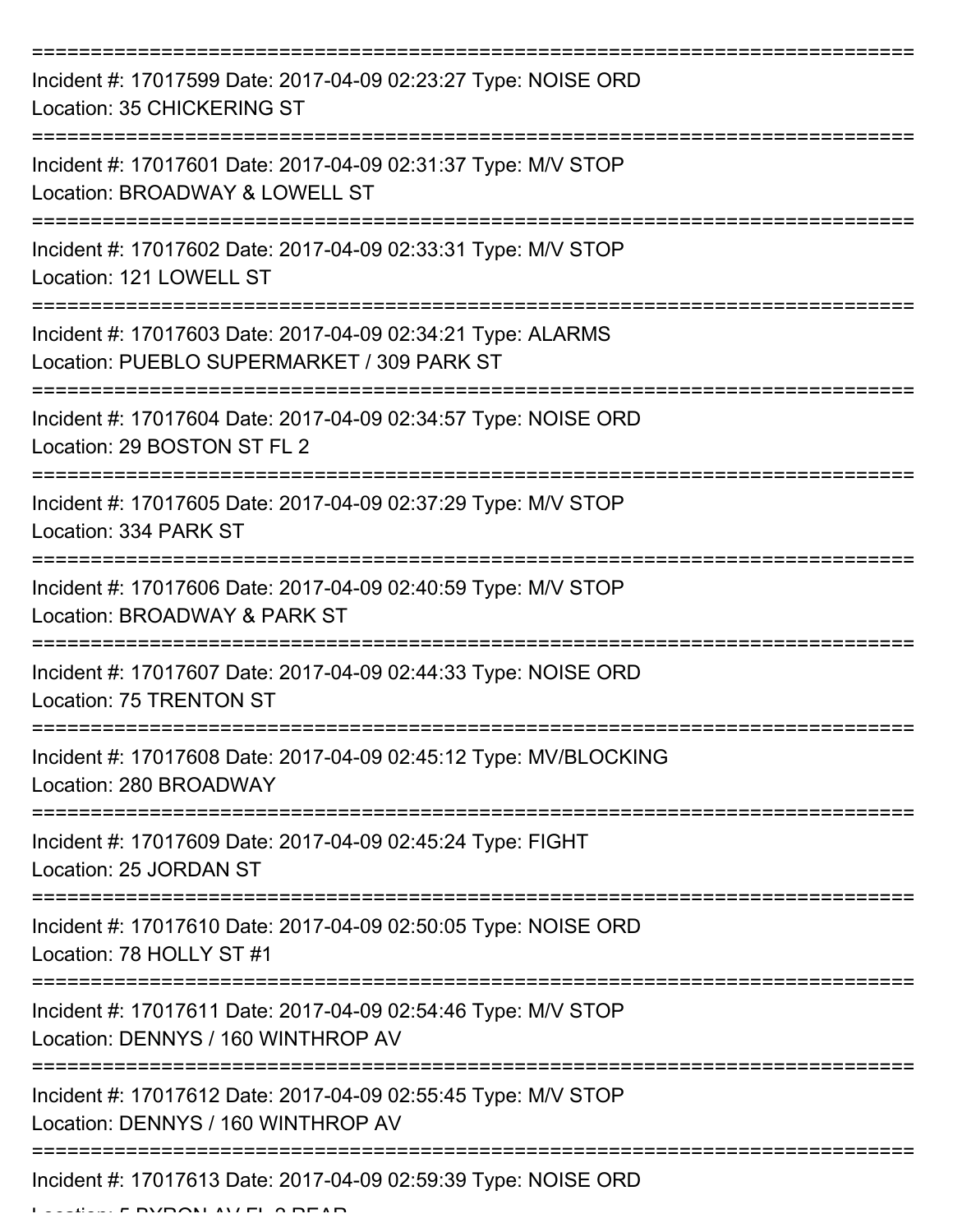Incident #: 17017599 Date: 2017-04-09 02:23:27 Type: NOISE ORD
Location: 35 CHICKERING ST

Incident #: 17017601 Date: 2017-04-09 02:31:37 Type: M/V STOP
Location: BROADWAY & LOWELL ST

Incident #: 17017602 Date: 2017-04-09 02:33:31 Type: M/V STOP
Location: 121 LOWELL ST

Incident #: 17017603 Date: 2017-04-09 02:34:21 Type: ALARMS
Location: PUEBLO SUPERMARKET / 309 PARK ST

Incident #: 17017604 Date: 2017-04-09 02:34:57 Type: NOISE ORD
Location: 29 BOSTON ST FL 2

Incident #: 17017605 Date: 2017-04-09 02:37:29 Type: M/V STOP
Location: 334 PARK ST

Incident #: 17017606 Date: 2017-04-09 02:40:59 Type: M/V STOP
Location: BROADWAY & PARK ST

Incident #: 17017607 Date: 2017-04-09 02:44:33 Type: NOISE ORD
Location: 75 TRENTON ST

Incident #: 17017608 Date: 2017-04-09 02:45:12 Type: MV/BLOCKING
Location: 280 BROADWAY

Incident #: 17017609 Date: 2017-04-09 02:45:24 Type: FIGHT
Location: 25 JORDAN ST

Incident #: 17017610 Date: 2017-04-09 02:50:05 Type: NOISE ORD
Location: 78 HOLLY ST #1

Incident #: 17017611 Date: 2017-04-09 02:54:46 Type: M/V STOP
Location: DENNYS / 160 WINTHROP AV

Incident #: 17017612 Date: 2017-04-09 02:55:45 Type: M/V STOP
Location: DENNYS / 160 WINTHROP AV

Incident #: 17017613 Date: 2017-04-09 02:59:39 Type: NOISE ORD
Location: 5 BYRON AV FL 2 REAR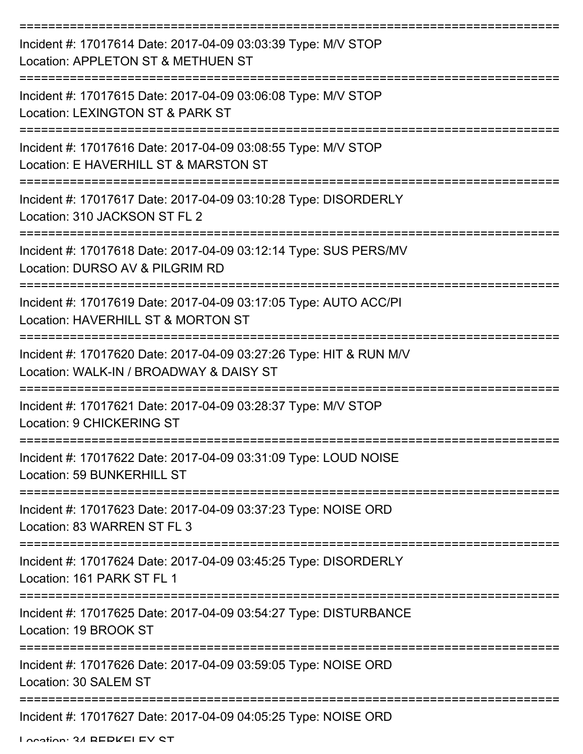===========================================================================

Incident #: 17017614 Date: 2017-04-09 03:03:39 Type: M/V STOP
Location: APPLETON ST & METHUEN ST

===========================================================================

Incident #: 17017615 Date: 2017-04-09 03:06:08 Type: M/V STOP
Location: LEXINGTON ST & PARK ST

===========================================================================

Incident #: 17017616 Date: 2017-04-09 03:08:55 Type: M/V STOP
Location: E HAVERHILL ST & MARSTON ST

===========================================================================

Incident #: 17017617 Date: 2017-04-09 03:10:28 Type: DISORDERLY
Location: 310 JACKSON ST FL 2

===========================================================================

Incident #: 17017618 Date: 2017-04-09 03:12:14 Type: SUS PERS/MV
Location: DURSO AV & PILGRIM RD

===========================================================================

Incident #: 17017619 Date: 2017-04-09 03:17:05 Type: AUTO ACC/PI
Location: HAVERHILL ST & MORTON ST

===========================================================================

Incident #: 17017620 Date: 2017-04-09 03:27:26 Type: HIT & RUN M/V
Location: WALK-IN / BROADWAY & DAISY ST

===========================================================================

Incident #: 17017621 Date: 2017-04-09 03:28:37 Type: M/V STOP
Location: 9 CHICKERING ST

===========================================================================

Incident #: 17017622 Date: 2017-04-09 03:31:09 Type: LOUD NOISE
Location: 59 BUNKERHILL ST

===========================================================================

Incident #: 17017623 Date: 2017-04-09 03:37:23 Type: NOISE ORD
Location: 83 WARREN ST FL 3

===========================================================================

Incident #: 17017624 Date: 2017-04-09 03:45:25 Type: DISORDERLY
Location: 161 PARK ST FL 1

===========================================================================

Incident #: 17017625 Date: 2017-04-09 03:54:27 Type: DISTURBANCE
Location: 19 BROOK ST

===========================================================================

Incident #: 17017626 Date: 2017-04-09 03:59:05 Type: NOISE ORD
Location: 30 SALEM ST

===========================================================================

Incident #: 17017627 Date: 2017-04-09 04:05:25 Type: NOISE ORD
Location: 34 BERKELEY ST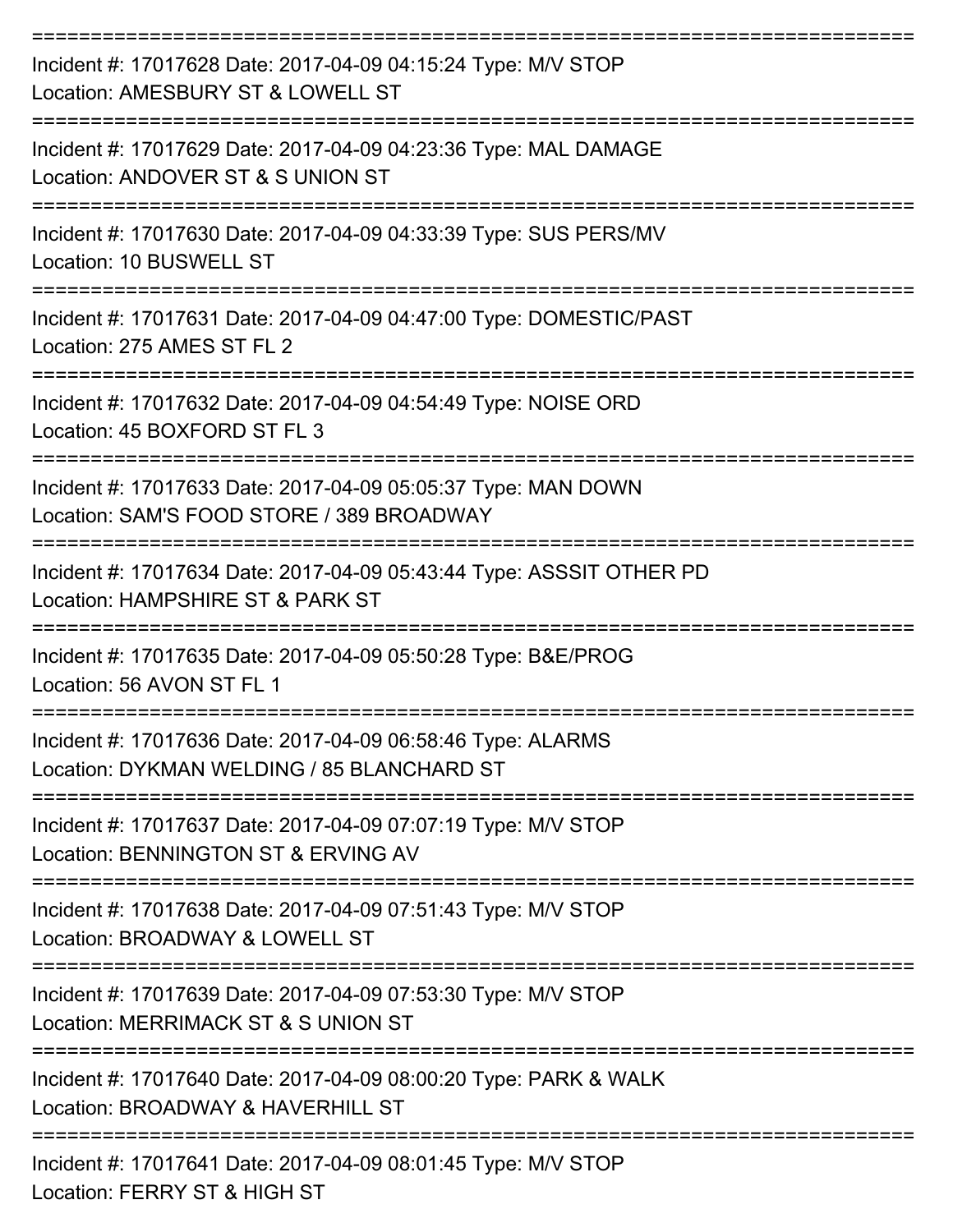===========================================================================
Incident #: 17017628 Date: 2017-04-09 04:15:24 Type: M/V STOP
Location: AMESBURY ST & LOWELL ST
===========================================================================
Incident #: 17017629 Date: 2017-04-09 04:23:36 Type: MAL DAMAGE
Location: ANDOVER ST & S UNION ST
===========================================================================
Incident #: 17017630 Date: 2017-04-09 04:33:39 Type: SUS PERS/MV
Location: 10 BUSWELL ST
===========================================================================
Incident #: 17017631 Date: 2017-04-09 04:47:00 Type: DOMESTIC/PAST
Location: 275 AMES ST FL 2
===========================================================================
Incident #: 17017632 Date: 2017-04-09 04:54:49 Type: NOISE ORD
Location: 45 BOXFORD ST FL 3
===========================================================================
Incident #: 17017633 Date: 2017-04-09 05:05:37 Type: MAN DOWN
Location: SAM'S FOOD STORE / 389 BROADWAY
===========================================================================
Incident #: 17017634 Date: 2017-04-09 05:43:44 Type: ASSSIT OTHER PD
Location: HAMPSHIRE ST & PARK ST
===========================================================================
Incident #: 17017635 Date: 2017-04-09 05:50:28 Type: B&E/PROG
Location: 56 AVON ST FL 1
===========================================================================
Incident #: 17017636 Date: 2017-04-09 06:58:46 Type: ALARMS
Location: DYKMAN WELDING / 85 BLANCHARD ST
===========================================================================
Incident #: 17017637 Date: 2017-04-09 07:07:19 Type: M/V STOP
Location: BENNINGTON ST & ERVING AV
===========================================================================
Incident #: 17017638 Date: 2017-04-09 07:51:43 Type: M/V STOP
Location: BROADWAY & LOWELL ST
===========================================================================
Incident #: 17017639 Date: 2017-04-09 07:53:30 Type: M/V STOP
Location: MERRIMACK ST & S UNION ST
===========================================================================
Incident #: 17017640 Date: 2017-04-09 08:00:20 Type: PARK & WALK
Location: BROADWAY & HAVERHILL ST
===========================================================================
Incident #: 17017641 Date: 2017-04-09 08:01:45 Type: M/V STOP
Location: FERRY ST & HIGH ST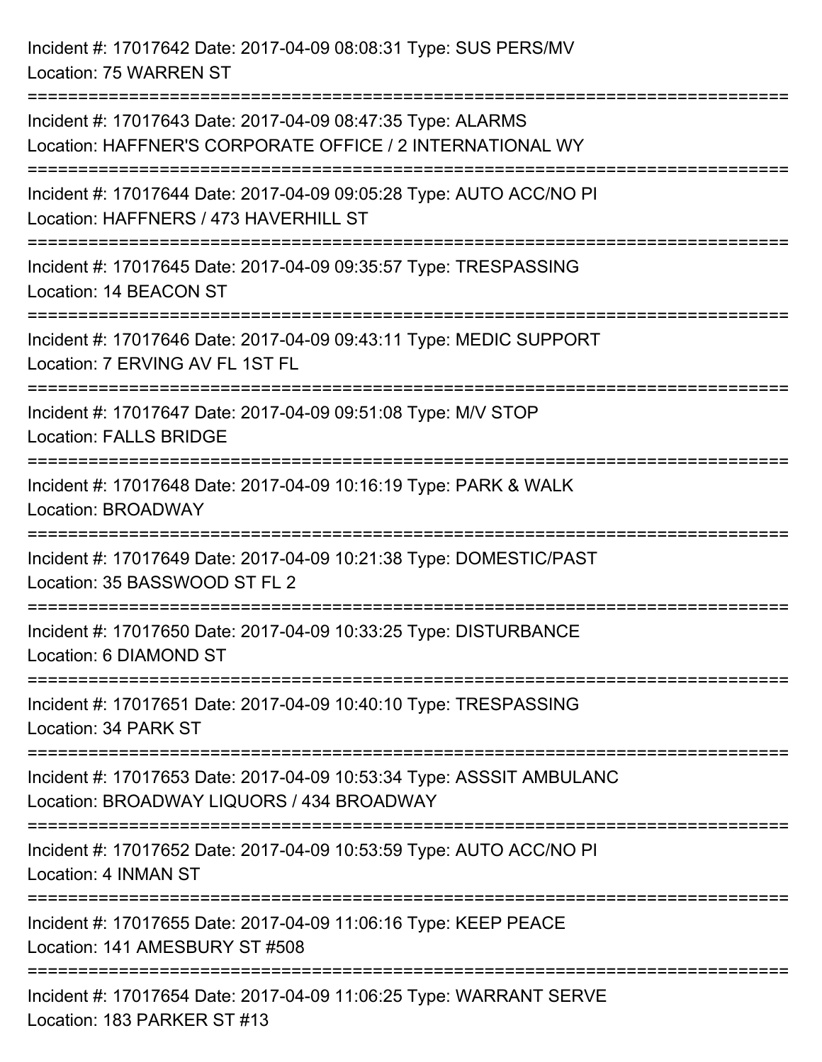Incident #: 17017642 Date: 2017-04-09 08:08:31 Type: SUS PERS/MV
Location: 75 WARREN ST

===========================================================================

Incident #: 17017643 Date: 2017-04-09 08:47:35 Type: ALARMS
Location: HAFFNER'S CORPORATE OFFICE / 2 INTERNATIONAL WY

===========================================================================

Incident #: 17017644 Date: 2017-04-09 09:05:28 Type: AUTO ACC/NO PI
Location: HAFFNERS / 473 HAVERHILL ST

===========================================================================

Incident #: 17017645 Date: 2017-04-09 09:35:57 Type: TRESPASSING
Location: 14 BEACON ST

===========================================================================

Incident #: 17017646 Date: 2017-04-09 09:43:11 Type: MEDIC SUPPORT
Location: 7 ERVING AV FL 1ST FL

===========================================================================

Incident #: 17017647 Date: 2017-04-09 09:51:08 Type: M/V STOP
Location: FALLS BRIDGE

===========================================================================

Incident #: 17017648 Date: 2017-04-09 10:16:19 Type: PARK & WALK
Location: BROADWAY

===========================================================================

Incident #: 17017649 Date: 2017-04-09 10:21:38 Type: DOMESTIC/PAST
Location: 35 BASSWOOD ST FL 2

===========================================================================

Incident #: 17017650 Date: 2017-04-09 10:33:25 Type: DISTURBANCE
Location: 6 DIAMOND ST

===========================================================================

Incident #: 17017651 Date: 2017-04-09 10:40:10 Type: TRESPASSING
Location: 34 PARK ST

===========================================================================

Incident #: 17017653 Date: 2017-04-09 10:53:34 Type: ASSSIT AMBULANC
Location: BROADWAY LIQUORS / 434 BROADWAY

===========================================================================

Incident #: 17017652 Date: 2017-04-09 10:53:59 Type: AUTO ACC/NO PI
Location: 4 INMAN ST

===========================================================================

Incident #: 17017655 Date: 2017-04-09 11:06:16 Type: KEEP PEACE
Location: 141 AMESBURY ST #508

===========================================================================

Incident #: 17017654 Date: 2017-04-09 11:06:25 Type: WARRANT SERVE
Location: 183 PARKER ST #13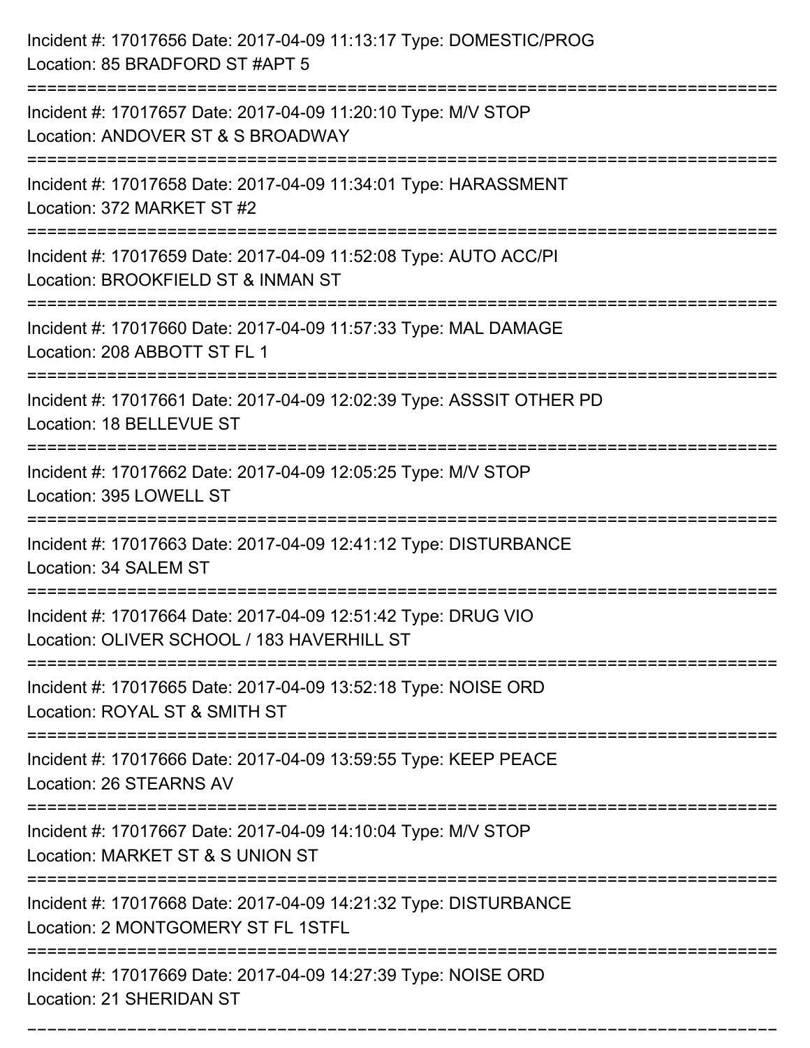Incident #: 17017656 Date: 2017-04-09 11:13:17 Type: DOMESTIC/PROG
Location: 85 BRADFORD ST #APT 5

===========================================================================

Incident #: 17017657 Date: 2017-04-09 11:20:10 Type: M/V STOP
Location: ANDOVER ST & S BROADWAY

===========================================================================

Incident #: 17017658 Date: 2017-04-09 11:34:01 Type: HARASSMENT
Location: 372 MARKET ST #2

===========================================================================

Incident #: 17017659 Date: 2017-04-09 11:52:08 Type: AUTO ACC/PI
Location: BROOKFIELD ST & INMAN ST

===========================================================================

Incident #: 17017660 Date: 2017-04-09 11:57:33 Type: MAL DAMAGE
Location: 208 ABBOTT ST FL 1

===========================================================================

Incident #: 17017661 Date: 2017-04-09 12:02:39 Type: ASSSIT OTHER PD
Location: 18 BELLEVUE ST

===========================================================================

Incident #: 17017662 Date: 2017-04-09 12:05:25 Type: M/V STOP
Location: 395 LOWELL ST

===========================================================================

Incident #: 17017663 Date: 2017-04-09 12:41:12 Type: DISTURBANCE
Location: 34 SALEM ST

===========================================================================

Incident #: 17017664 Date: 2017-04-09 12:51:42 Type: DRUG VIO
Location: OLIVER SCHOOL / 183 HAVERHILL ST

===========================================================================

Incident #: 17017665 Date: 2017-04-09 13:52:18 Type: NOISE ORD
Location: ROYAL ST & SMITH ST

===========================================================================

Incident #: 17017666 Date: 2017-04-09 13:59:55 Type: KEEP PEACE
Location: 26 STEARNS AV

===========================================================================

Incident #: 17017667 Date: 2017-04-09 14:10:04 Type: M/V STOP
Location: MARKET ST & S UNION ST

===========================================================================

Incident #: 17017668 Date: 2017-04-09 14:21:32 Type: DISTURBANCE
Location: 2 MONTGOMERY ST FL 1STFL

===========================================================================

Incident #: 17017669 Date: 2017-04-09 14:27:39 Type: NOISE ORD
Location: 21 SHERIDAN ST

===========================================================================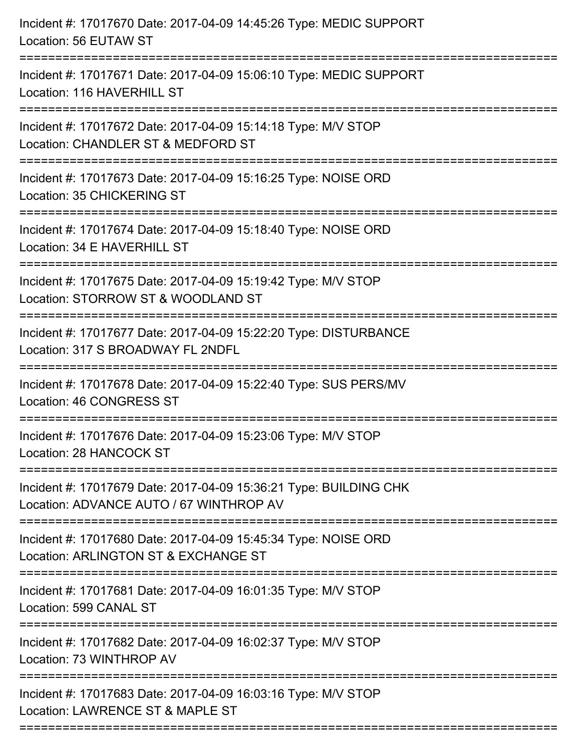Incident #: 17017670 Date: 2017-04-09 14:45:26 Type: MEDIC SUPPORT
Location: 56 EUTAW ST

===========================================================================

Incident #: 17017671 Date: 2017-04-09 15:06:10 Type: MEDIC SUPPORT
Location: 116 HAVERHILL ST

===========================================================================

Incident #: 17017672 Date: 2017-04-09 15:14:18 Type: M/V STOP
Location: CHANDLER ST & MEDFORD ST

===========================================================================

Incident #: 17017673 Date: 2017-04-09 15:16:25 Type: NOISE ORD
Location: 35 CHICKERING ST

===========================================================================

Incident #: 17017674 Date: 2017-04-09 15:18:40 Type: NOISE ORD
Location: 34 E HAVERHILL ST

===========================================================================

Incident #: 17017675 Date: 2017-04-09 15:19:42 Type: M/V STOP
Location: STORROW ST & WOODLAND ST

===========================================================================

Incident #: 17017677 Date: 2017-04-09 15:22:20 Type: DISTURBANCE
Location: 317 S BROADWAY FL 2NDFL

===========================================================================

Incident #: 17017678 Date: 2017-04-09 15:22:40 Type: SUS PERS/MV
Location: 46 CONGRESS ST

===========================================================================

Incident #: 17017676 Date: 2017-04-09 15:23:06 Type: M/V STOP
Location: 28 HANCOCK ST

===========================================================================

Incident #: 17017679 Date: 2017-04-09 15:36:21 Type: BUILDING CHK
Location: ADVANCE AUTO / 67 WINTHROP AV

===========================================================================

Incident #: 17017680 Date: 2017-04-09 15:45:34 Type: NOISE ORD
Location: ARLINGTON ST & EXCHANGE ST

===========================================================================

Incident #: 17017681 Date: 2017-04-09 16:01:35 Type: M/V STOP
Location: 599 CANAL ST

===========================================================================

Incident #: 17017682 Date: 2017-04-09 16:02:37 Type: M/V STOP
Location: 73 WINTHROP AV

===========================================================================

Incident #: 17017683 Date: 2017-04-09 16:03:16 Type: M/V STOP
Location: LAWRENCE ST & MAPLE ST

===========================================================================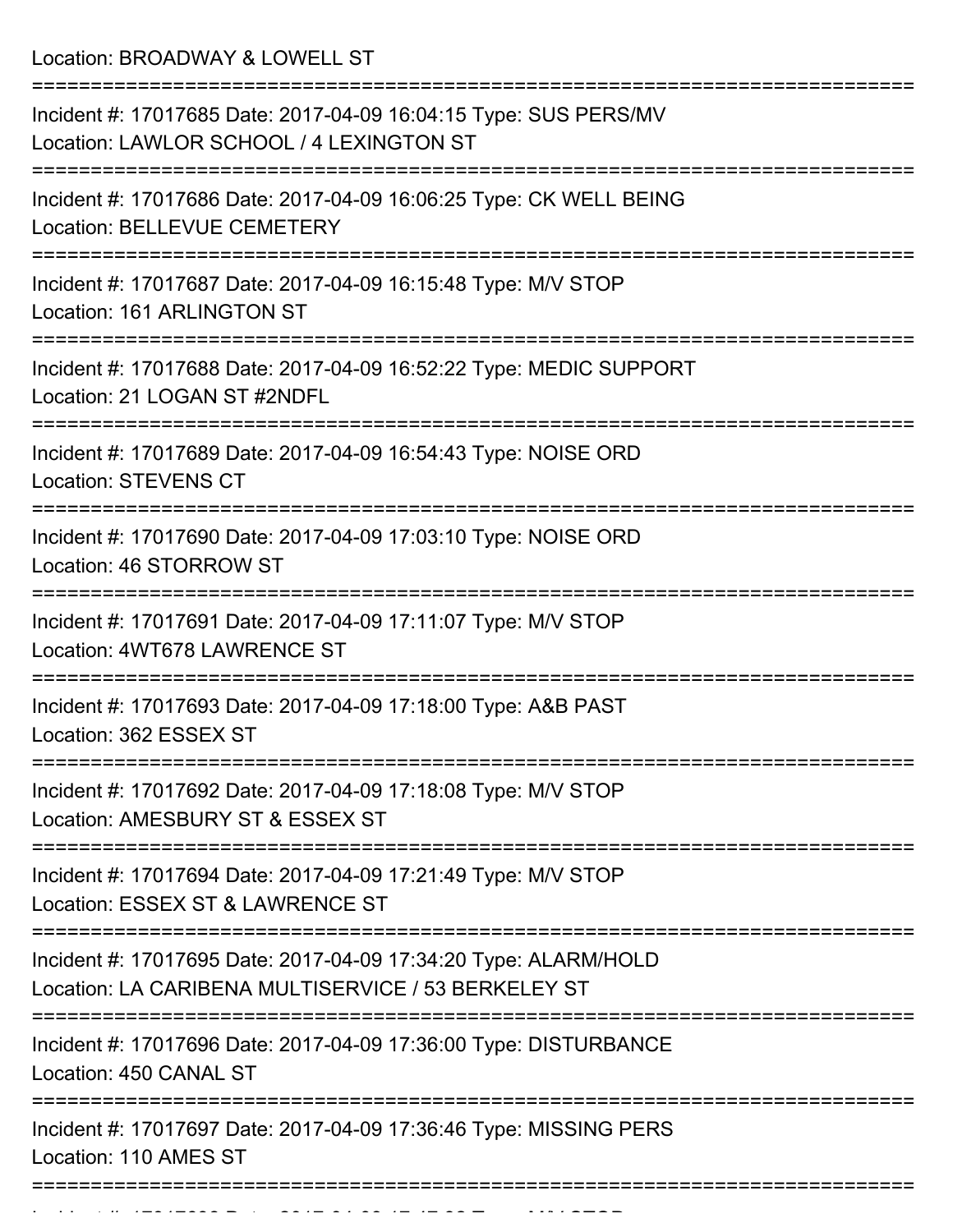Location: BROADWAY & LOWELL ST

===========================================================================

Incident #: 17017685 Date: 2017-04-09 16:04:15 Type: SUS PERS/MV
Location: LAWLOR SCHOOL / 4 LEXINGTON ST

===========================================================================

Incident #: 17017686 Date: 2017-04-09 16:06:25 Type: CK WELL BEING
Location: BELLEVUE CEMETERY

===========================================================================

Incident #: 17017687 Date: 2017-04-09 16:15:48 Type: M/V STOP
Location: 161 ARLINGTON ST

===========================================================================

Incident #: 17017688 Date: 2017-04-09 16:52:22 Type: MEDIC SUPPORT
Location: 21 LOGAN ST #2NDFL

===========================================================================

Incident #: 17017689 Date: 2017-04-09 16:54:43 Type: NOISE ORD
Location: STEVENS CT

===========================================================================

Incident #: 17017690 Date: 2017-04-09 17:03:10 Type: NOISE ORD
Location: 46 STORROW ST

===========================================================================

Incident #: 17017691 Date: 2017-04-09 17:11:07 Type: M/V STOP
Location: 4WT678 LAWRENCE ST

===========================================================================

Incident #: 17017693 Date: 2017-04-09 17:18:00 Type: A&B PAST
Location: 362 ESSEX ST

===========================================================================

Incident #: 17017692 Date: 2017-04-09 17:18:08 Type: M/V STOP
Location: AMESBURY ST & ESSEX ST

===========================================================================

Incident #: 17017694 Date: 2017-04-09 17:21:49 Type: M/V STOP
Location: ESSEX ST & LAWRENCE ST

===========================================================================

Incident #: 17017695 Date: 2017-04-09 17:34:20 Type: ALARM/HOLD
Location: LA CARIBENA MULTISERVICE / 53 BERKELEY ST

===========================================================================

Incident #: 17017696 Date: 2017-04-09 17:36:00 Type: DISTURBANCE
Location: 450 CANAL ST

===========================================================================

Incident #: 17017697 Date: 2017-04-09 17:36:46 Type: MISSING PERS
Location: 110 AMES ST

===========================================================================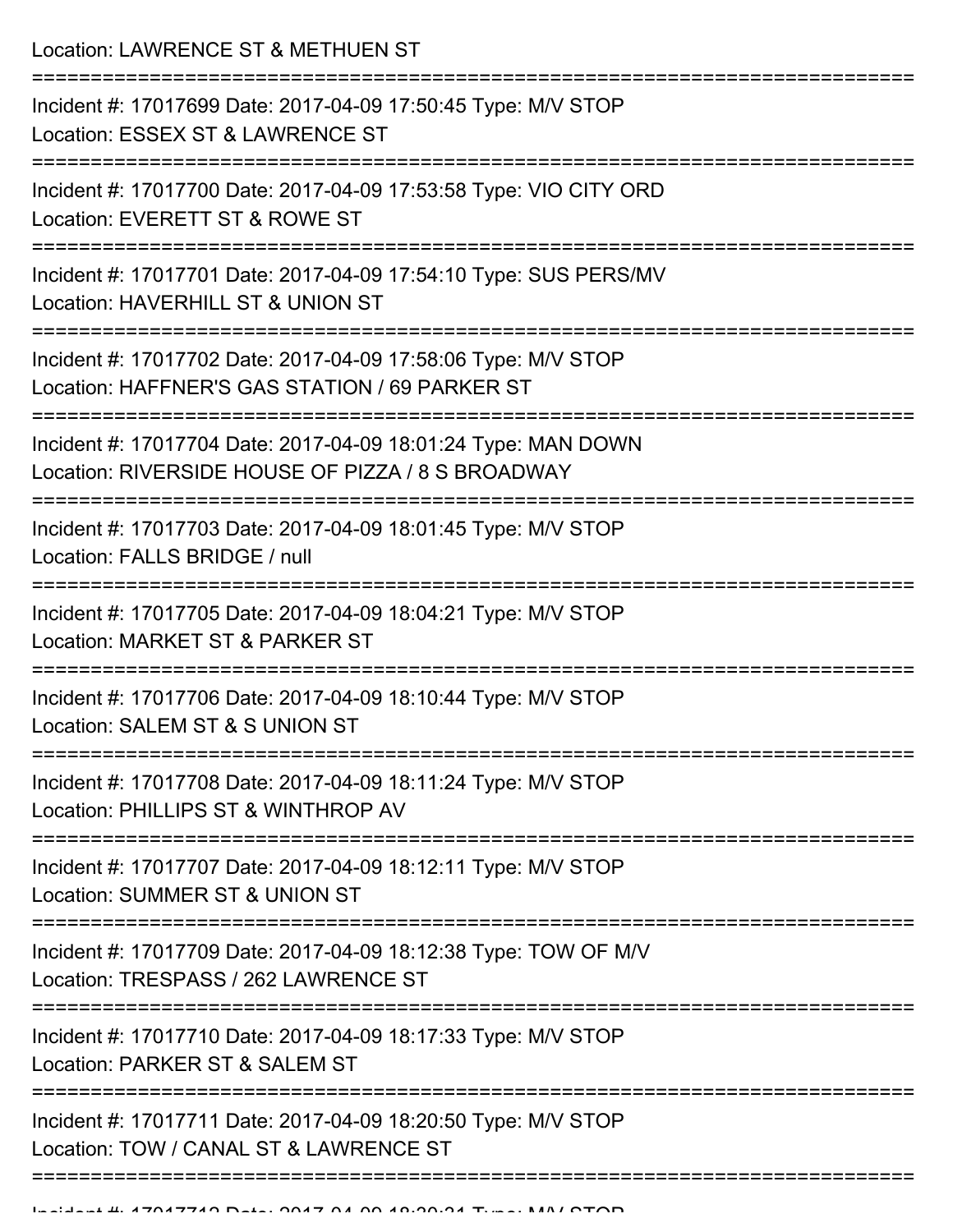Location: LAWRENCE ST & METHUEN ST

===========================================================================

Incident #: 17017699 Date: 2017-04-09 17:50:45 Type: M/V STOP
Location: ESSEX ST & LAWRENCE ST

===========================================================================

Incident #: 17017700 Date: 2017-04-09 17:53:58 Type: VIO CITY ORD
Location: EVERETT ST & ROWE ST

===========================================================================

Incident #: 17017701 Date: 2017-04-09 17:54:10 Type: SUS PERS/MV
Location: HAVERHILL ST & UNION ST

===========================================================================

Incident #: 17017702 Date: 2017-04-09 17:58:06 Type: M/V STOP
Location: HAFFNER'S GAS STATION / 69 PARKER ST

===========================================================================

Incident #: 17017704 Date: 2017-04-09 18:01:24 Type: MAN DOWN
Location: RIVERSIDE HOUSE OF PIZZA / 8 S BROADWAY

===========================================================================

Incident #: 17017703 Date: 2017-04-09 18:01:45 Type: M/V STOP
Location: FALLS BRIDGE / null

===========================================================================

Incident #: 17017705 Date: 2017-04-09 18:04:21 Type: M/V STOP
Location: MARKET ST & PARKER ST

===========================================================================

Incident #: 17017706 Date: 2017-04-09 18:10:44 Type: M/V STOP
Location: SALEM ST & S UNION ST

===========================================================================

Incident #: 17017708 Date: 2017-04-09 18:11:24 Type: M/V STOP
Location: PHILLIPS ST & WINTHROP AV

===========================================================================

Incident #: 17017707 Date: 2017-04-09 18:12:11 Type: M/V STOP
Location: SUMMER ST & UNION ST

===========================================================================

Incident #: 17017709 Date: 2017-04-09 18:12:38 Type: TOW OF M/V
Location: TRESPASS / 262 LAWRENCE ST

===========================================================================

Incident #: 17017710 Date: 2017-04-09 18:17:33 Type: M/V STOP
Location: PARKER ST & SALEM ST

===========================================================================

Incident #: 17017711 Date: 2017-04-09 18:20:50 Type: M/V STOP
Location: TOW / CANAL ST & LAWRENCE ST

===========================================================================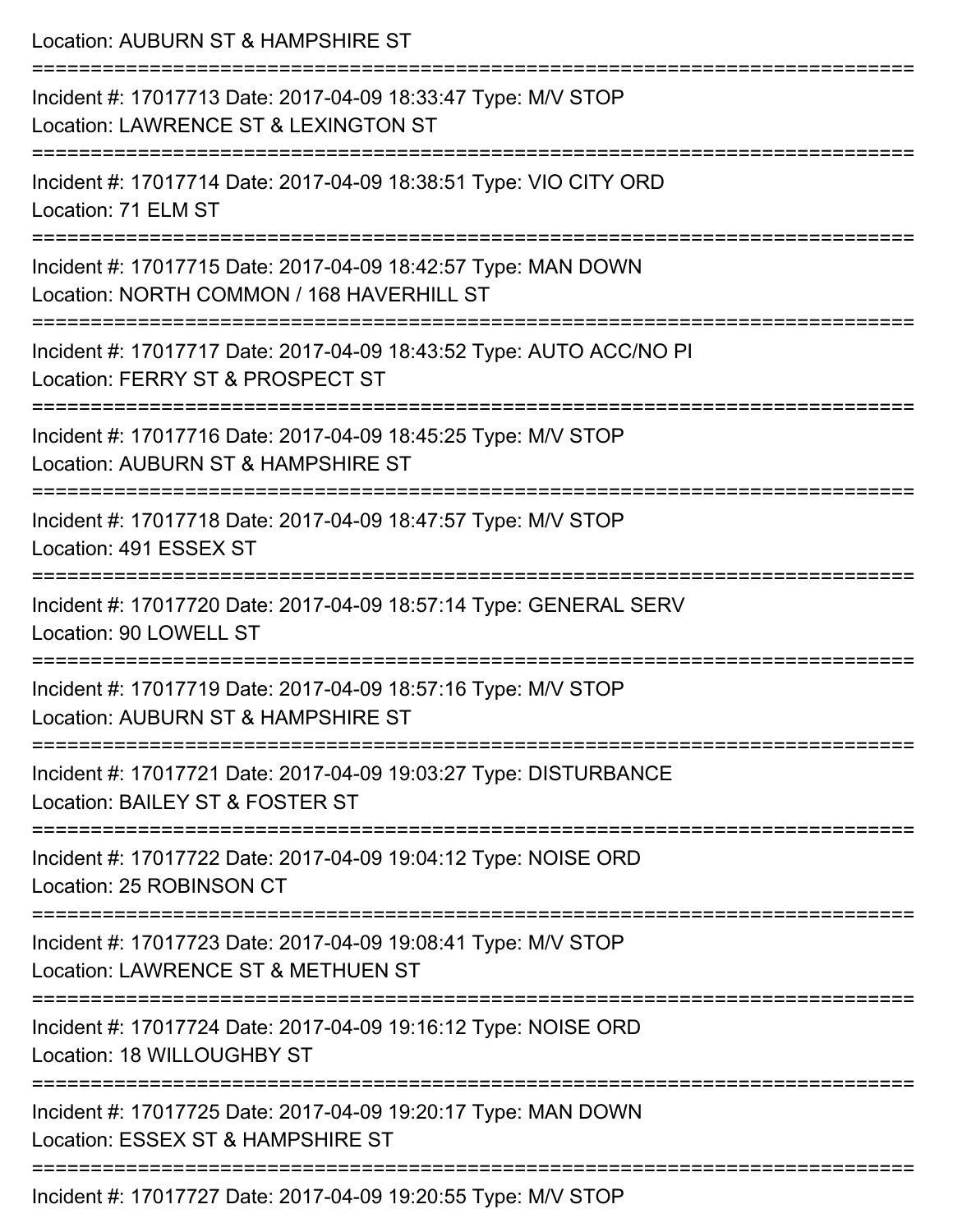Location: AUBURN ST & HAMPSHIRE ST

===========================================================================

Incident #: 17017713 Date: 2017-04-09 18:33:47 Type: M/V STOP

Location: LAWRENCE ST & LEXINGTON ST

===========================================================================

Incident #: 17017714 Date: 2017-04-09 18:38:51 Type: VIO CITY ORD

Location: 71 ELM ST

===========================================================================

Incident #: 17017715 Date: 2017-04-09 18:42:57 Type: MAN DOWN

Location: NORTH COMMON / 168 HAVERHILL ST

===========================================================================

Incident #: 17017717 Date: 2017-04-09 18:43:52 Type: AUTO ACC/NO PI

Location: FERRY ST & PROSPECT ST

===========================================================================

Incident #: 17017716 Date: 2017-04-09 18:45:25 Type: M/V STOP

Location: AUBURN ST & HAMPSHIRE ST

===========================================================================

Incident #: 17017718 Date: 2017-04-09 18:47:57 Type: M/V STOP

Location: 491 ESSEX ST

===========================================================================

Incident #: 17017720 Date: 2017-04-09 18:57:14 Type: GENERAL SERV

Location: 90 LOWELL ST

===========================================================================

Incident #: 17017719 Date: 2017-04-09 18:57:16 Type: M/V STOP

Location: AUBURN ST & HAMPSHIRE ST

===========================================================================

Incident #: 17017721 Date: 2017-04-09 19:03:27 Type: DISTURBANCE

Location: BAILEY ST & FOSTER ST

===========================================================================

Incident #: 17017722 Date: 2017-04-09 19:04:12 Type: NOISE ORD

Location: 25 ROBINSON CT

===========================================================================

Incident #: 17017723 Date: 2017-04-09 19:08:41 Type: M/V STOP

Location: LAWRENCE ST & METHUEN ST

===========================================================================

Incident #: 17017724 Date: 2017-04-09 19:16:12 Type: NOISE ORD

Location: 18 WILLOUGHBY ST

===========================================================================

Incident #: 17017725 Date: 2017-04-09 19:20:17 Type: MAN DOWN

Location: ESSEX ST & HAMPSHIRE ST

===========================================================================

Incident #: 17017727 Date: 2017-04-09 19:20:55 Type: M/V STOP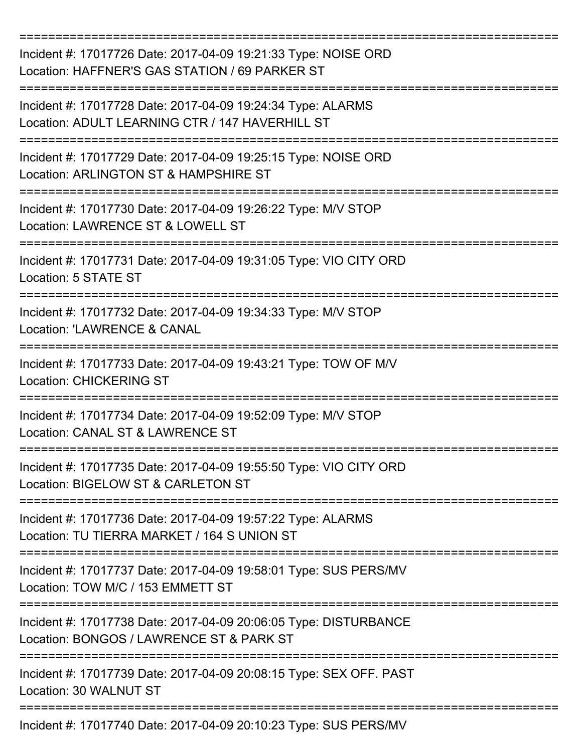===========================================================================

Incident #: 17017726 Date: 2017-04-09 19:21:33 Type: NOISE ORD
Location: HAFFNER'S GAS STATION / 69 PARKER ST

===========================================================================

Incident #: 17017728 Date: 2017-04-09 19:24:34 Type: ALARMS
Location: ADULT LEARNING CTR / 147 HAVERHILL ST

===========================================================================

Incident #: 17017729 Date: 2017-04-09 19:25:15 Type: NOISE ORD
Location: ARLINGTON ST & HAMPSHIRE ST

===========================================================================

Incident #: 17017730 Date: 2017-04-09 19:26:22 Type: M/V STOP
Location: LAWRENCE ST & LOWELL ST

===========================================================================

Incident #: 17017731 Date: 2017-04-09 19:31:05 Type: VIO CITY ORD
Location: 5 STATE ST

===========================================================================

Incident #: 17017732 Date: 2017-04-09 19:34:33 Type: M/V STOP
Location: 'LAWRENCE & CANAL

===========================================================================

Incident #: 17017733 Date: 2017-04-09 19:43:21 Type: TOW OF M/V
Location: CHICKERING ST

===========================================================================

Incident #: 17017734 Date: 2017-04-09 19:52:09 Type: M/V STOP
Location: CANAL ST & LAWRENCE ST

===========================================================================

Incident #: 17017735 Date: 2017-04-09 19:55:50 Type: VIO CITY ORD
Location: BIGELOW ST & CARLETON ST

===========================================================================

Incident #: 17017736 Date: 2017-04-09 19:57:22 Type: ALARMS
Location: TU TIERRA MARKET / 164 S UNION ST

===========================================================================

Incident #: 17017737 Date: 2017-04-09 19:58:01 Type: SUS PERS/MV
Location: TOW M/C / 153 EMMETT ST

===========================================================================

Incident #: 17017738 Date: 2017-04-09 20:06:05 Type: DISTURBANCE
Location: BONGOS / LAWRENCE ST & PARK ST

===========================================================================

Incident #: 17017739 Date: 2017-04-09 20:08:15 Type: SEX OFF. PAST
Location: 30 WALNUT ST

===========================================================================

Incident #: 17017740 Date: 2017-04-09 20:10:23 Type: SUS PERS/MV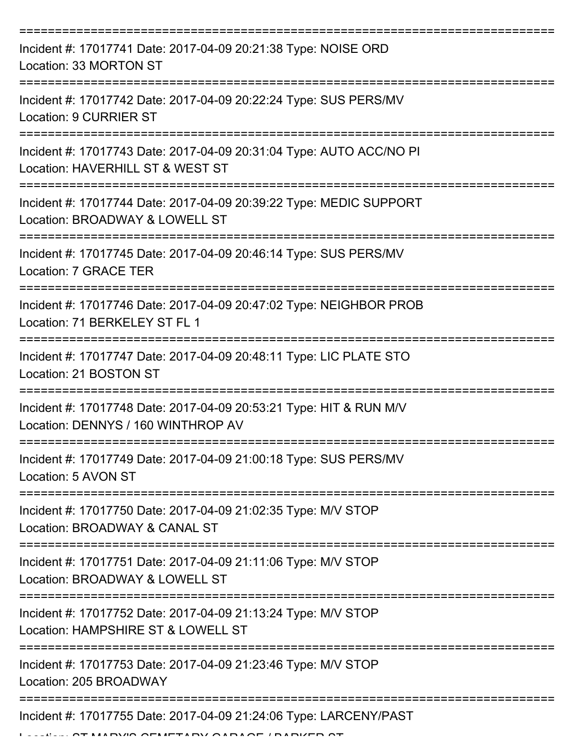Incident #: 17017741 Date: 2017-04-09 20:21:38 Type: NOISE ORD
Location: 33 MORTON ST

---

Incident #: 17017742 Date: 2017-04-09 20:22:24 Type: SUS PERS/MV
Location: 9 CURRIER ST

---

Incident #: 17017743 Date: 2017-04-09 20:31:04 Type: AUTO ACC/NO PI
Location: HAVERHILL ST & WEST ST

---

Incident #: 17017744 Date: 2017-04-09 20:39:22 Type: MEDIC SUPPORT
Location: BROADWAY & LOWELL ST

---

Incident #: 17017745 Date: 2017-04-09 20:46:14 Type: SUS PERS/MV
Location: 7 GRACE TER

---

Incident #: 17017746 Date: 2017-04-09 20:47:02 Type: NEIGHBOR PROB
Location: 71 BERKELEY ST FL 1

---

Incident #: 17017747 Date: 2017-04-09 20:48:11 Type: LIC PLATE STO
Location: 21 BOSTON ST

---

Incident #: 17017748 Date: 2017-04-09 20:53:21 Type: HIT & RUN M/V
Location: DENNYS / 160 WINTHROP AV

---

Incident #: 17017749 Date: 2017-04-09 21:00:18 Type: SUS PERS/MV
Location: 5 AVON ST

---

Incident #: 17017750 Date: 2017-04-09 21:02:35 Type: M/V STOP
Location: BROADWAY & CANAL ST

---

Incident #: 17017751 Date: 2017-04-09 21:11:06 Type: M/V STOP
Location: BROADWAY & LOWELL ST

---

Incident #: 17017752 Date: 2017-04-09 21:13:24 Type: M/V STOP
Location: HAMPSHIRE ST & LOWELL ST

---

Incident #: 17017753 Date: 2017-04-09 21:23:46 Type: M/V STOP
Location: 205 BROADWAY

---

Incident #: 17017755 Date: 2017-04-09 21:24:06 Type: LARCENY/PAST
Location: ST MARY'S CEMETARY GARAGE / BARKER ST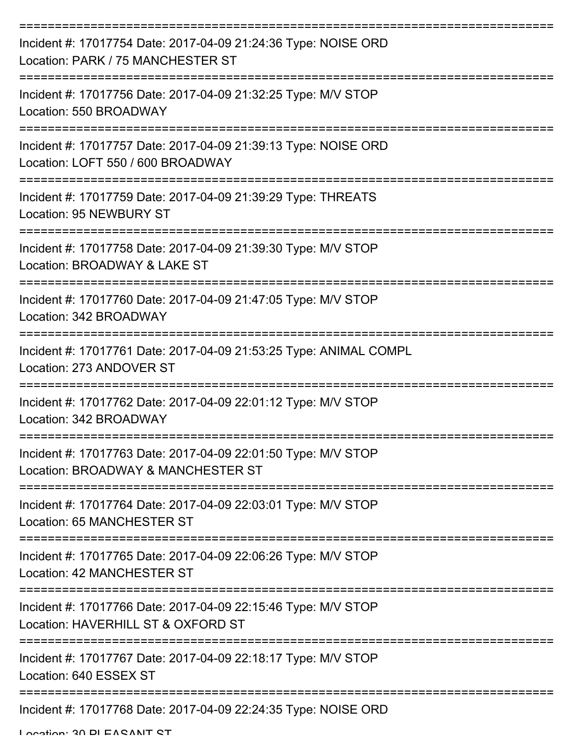Incident #: 17017754 Date: 2017-04-09 21:24:36 Type: NOISE ORD
Location: PARK / 75 MANCHESTER ST

Incident #: 17017756 Date: 2017-04-09 21:32:25 Type: M/V STOP
Location: 550 BROADWAY

Incident #: 17017757 Date: 2017-04-09 21:39:13 Type: NOISE ORD
Location: LOFT 550 / 600 BROADWAY

Incident #: 17017759 Date: 2017-04-09 21:39:29 Type: THREATS
Location: 95 NEWBURY ST

Incident #: 17017758 Date: 2017-04-09 21:39:30 Type: M/V STOP
Location: BROADWAY & LAKE ST

Incident #: 17017760 Date: 2017-04-09 21:47:05 Type: M/V STOP
Location: 342 BROADWAY

Incident #: 17017761 Date: 2017-04-09 21:53:25 Type: ANIMAL COMPL
Location: 273 ANDOVER ST

Incident #: 17017762 Date: 2017-04-09 22:01:12 Type: M/V STOP
Location: 342 BROADWAY

Incident #: 17017763 Date: 2017-04-09 22:01:50 Type: M/V STOP
Location: BROADWAY & MANCHESTER ST

Incident #: 17017764 Date: 2017-04-09 22:03:01 Type: M/V STOP
Location: 65 MANCHESTER ST

Incident #: 17017765 Date: 2017-04-09 22:06:26 Type: M/V STOP
Location: 42 MANCHESTER ST

Incident #: 17017766 Date: 2017-04-09 22:15:46 Type: M/V STOP
Location: HAVERHILL ST & OXFORD ST

Incident #: 17017767 Date: 2017-04-09 22:18:17 Type: M/V STOP
Location: 640 ESSEX ST

Incident #: 17017768 Date: 2017-04-09 22:24:35 Type: NOISE ORD
Location: 30 PLEASANT ST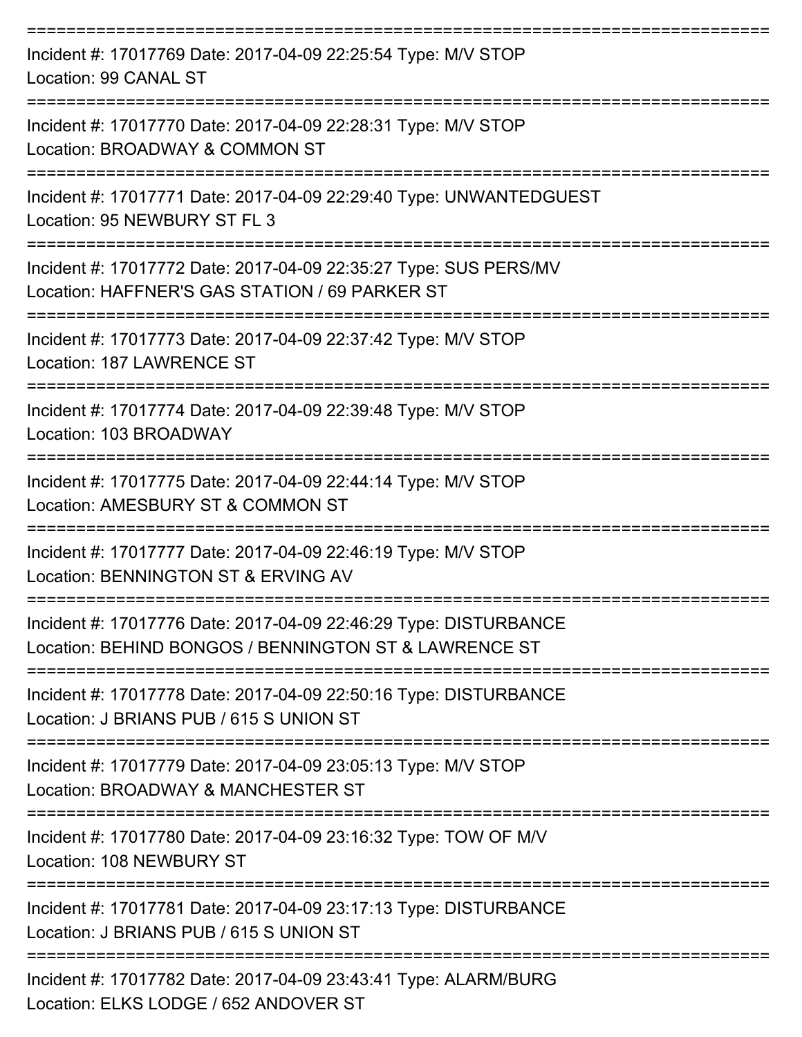===========================================================================

Incident #: 17017769 Date: 2017-04-09 22:25:54 Type: M/V STOP
Location: 99 CANAL ST

===========================================================================

Incident #: 17017770 Date: 2017-04-09 22:28:31 Type: M/V STOP
Location: BROADWAY & COMMON ST

===========================================================================

Incident #: 17017771 Date: 2017-04-09 22:29:40 Type: UNWANTEDGUEST
Location: 95 NEWBURY ST FL 3

===========================================================================

Incident #: 17017772 Date: 2017-04-09 22:35:27 Type: SUS PERS/MV
Location: HAFFNER'S GAS STATION / 69 PARKER ST

===========================================================================

Incident #: 17017773 Date: 2017-04-09 22:37:42 Type: M/V STOP
Location: 187 LAWRENCE ST

===========================================================================

Incident #: 17017774 Date: 2017-04-09 22:39:48 Type: M/V STOP
Location: 103 BROADWAY

===========================================================================

Incident #: 17017775 Date: 2017-04-09 22:44:14 Type: M/V STOP
Location: AMESBURY ST & COMMON ST

===========================================================================

Incident #: 17017777 Date: 2017-04-09 22:46:19 Type: M/V STOP
Location: BENNINGTON ST & ERVING AV

===========================================================================

Incident #: 17017776 Date: 2017-04-09 22:46:29 Type: DISTURBANCE
Location: BEHIND BONGOS / BENNINGTON ST & LAWRENCE ST

===========================================================================

Incident #: 17017778 Date: 2017-04-09 22:50:16 Type: DISTURBANCE
Location: J BRIANS PUB / 615 S UNION ST

===========================================================================

Incident #: 17017779 Date: 2017-04-09 23:05:13 Type: M/V STOP
Location: BROADWAY & MANCHESTER ST

===========================================================================

Incident #: 17017780 Date: 2017-04-09 23:16:32 Type: TOW OF M/V
Location: 108 NEWBURY ST

===========================================================================

Incident #: 17017781 Date: 2017-04-09 23:17:13 Type: DISTURBANCE
Location: J BRIANS PUB / 615 S UNION ST

===========================================================================

Incident #: 17017782 Date: 2017-04-09 23:43:41 Type: ALARM/BURG
Location: ELKS LODGE / 652 ANDOVER ST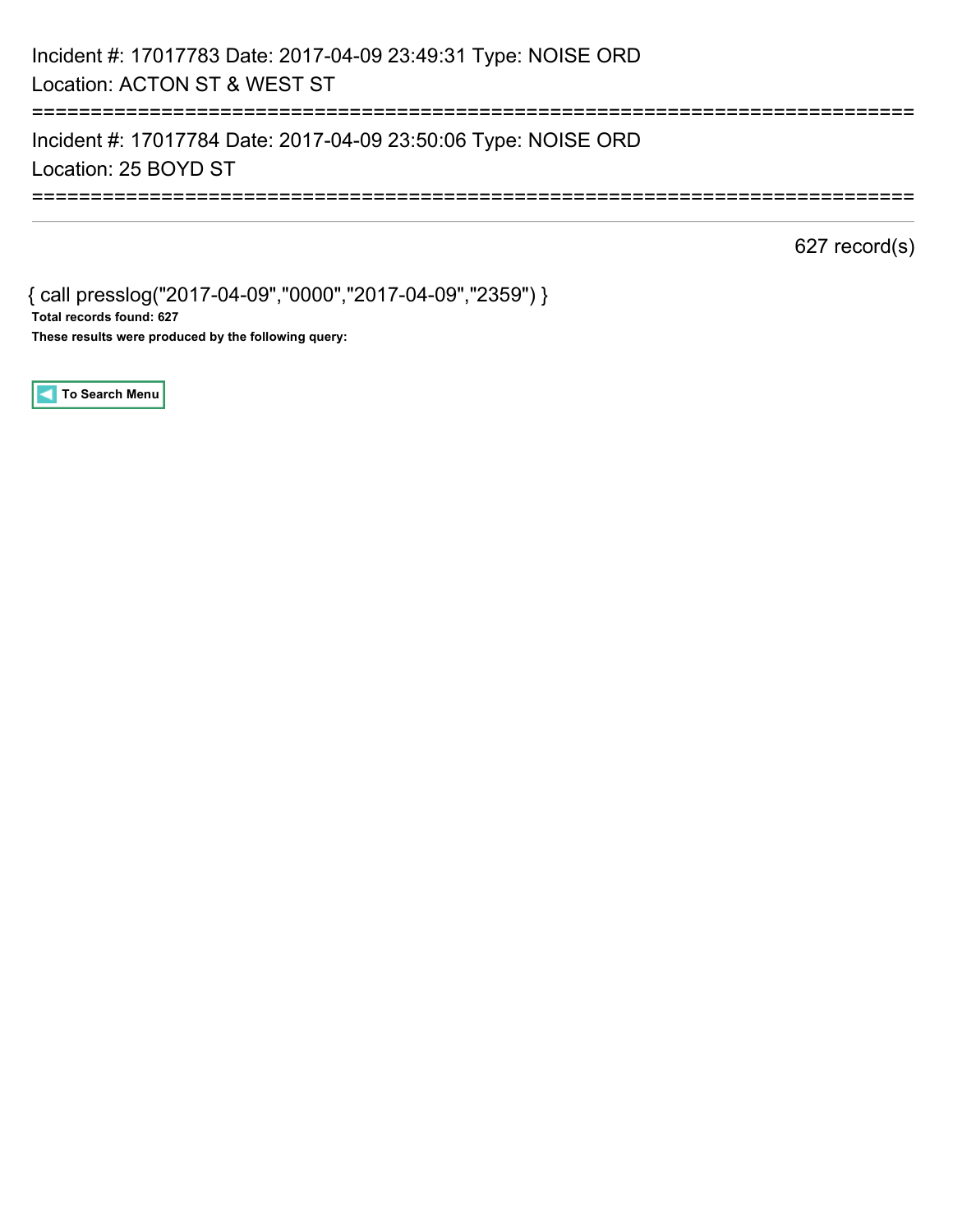Incident #: 17017783 Date: 2017-04-09 23:49:31 Type: NOISE ORD
Location: ACTON ST & WEST ST

===========================================================================

Incident #: 17017784 Date: 2017-04-09 23:50:06 Type: NOISE ORD
Location: 25 BOYD ST

===========================================================================

---

627 record(s)

{ call presslog("2017-04-09","0000","2017-04-09","2359") }

**Total records found: 627**

**These results were produced by the following query:**

**To Search Menu**